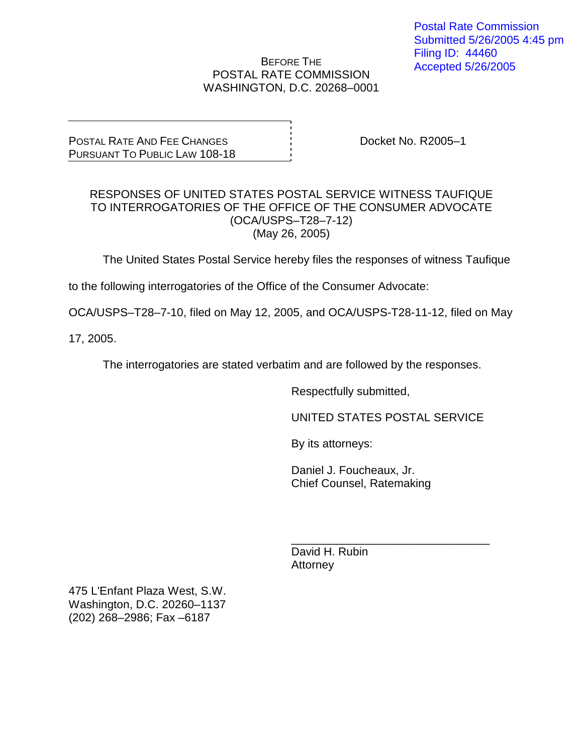Postal Rate Commission
Submitted 5/26/2005 4:45 pm
Filing ID: 44460
Accepted 5/26/2005

BEFORE THE
POSTAL RATE COMMISSION
WASHINGTON, D.C. 20268–0001

POSTAL RATE AND FEE CHANGES
PURSUANT TO PUBLIC LAW 108-18

Docket No. R2005–1

RESPONSES OF UNITED STATES POSTAL SERVICE WITNESS TAUFIQUE
TO INTERROGATORIES OF THE OFFICE OF THE CONSUMER ADVOCATE
(OCA/USPS–T28–7-12)
(May 26, 2005)

The United States Postal Service hereby files the responses of witness Taufique to the following interrogatories of the Office of the Consumer Advocate: OCA/USPS–T28–7-10, filed on May 12, 2005, and OCA/USPS-T28-11-12, filed on May 17, 2005.

The interrogatories are stated verbatim and are followed by the responses.

Respectfully submitted,

UNITED STATES POSTAL SERVICE

By its attorneys:

Daniel J. Foucheaux, Jr.
Chief Counsel, Ratemaking

_______________________________
David H. Rubin
Attorney

475 L'Enfant Plaza West, S.W.
Washington, D.C. 20260–1137
(202) 268–2986; Fax –6187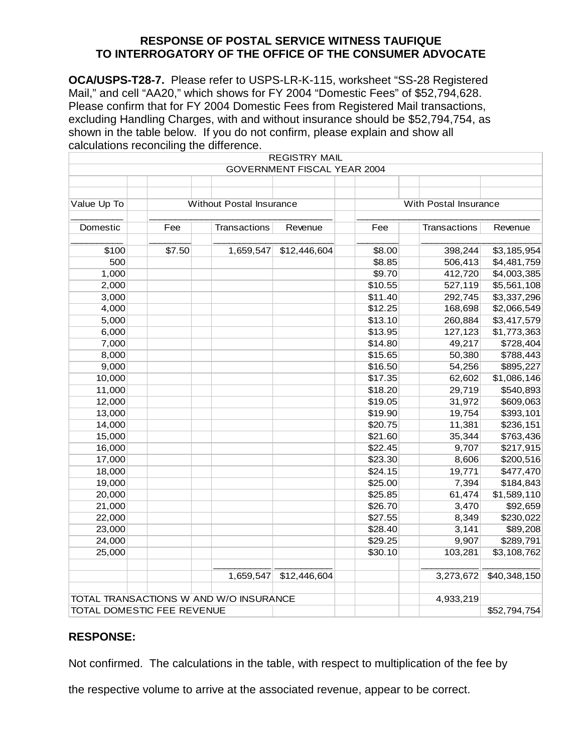**RESPONSE OF POSTAL SERVICE WITNESS TAUFIQUE TO INTERROGATORY OF THE OFFICE OF THE CONSUMER ADVOCATE**

**OCA/USPS-T28-7.** Please refer to USPS-LR-K-115, worksheet "SS-28 Registered Mail," and cell "AA20," which shows for FY 2004 "Domestic Fees" of $52,794,628. Please confirm that for FY 2004 Domestic Fees from Registered Mail transactions, excluding Handling Charges, with and without insurance should be $52,794,754, as shown in the table below. If you do not confirm, please explain and show all calculations reconciling the difference.

| REGISTRY MAIL | | | | | | |
|---|---|---|---|---|---|---|
| GOVERNMENT FISCAL YEAR 2004 | | | | | | |
| Value Up To | Without Postal Insurance | | | With Postal Insurance | | |
| Domestic | Fee | Transactions | Revenue | Fee | Transactions | Revenue |
| $100 | $7.50 | 1,659,547 | $12,446,604 | $8.00 | 398,244 | $3,185,954 |
| 500 | | | | $8.85 | 506,413 | $4,481,759 |
| 1,000 | | | | $9.70 | 412,720 | $4,003,385 |
| 2,000 | | | | $10.55 | 527,119 | $5,561,108 |
| 3,000 | | | | $11.40 | 292,745 | $3,337,296 |
| 4,000 | | | | $12.25 | 168,698 | $2,066,549 |
| 5,000 | | | | $13.10 | 260,884 | $3,417,579 |
| 6,000 | | | | $13.95 | 127,123 | $1,773,363 |
| 7,000 | | | | $14.80 | 49,217 | $728,404 |
| 8,000 | | | | $15.65 | 50,380 | $788,443 |
| 9,000 | | | | $16.50 | 54,256 | $895,227 |
| 10,000 | | | | $17.35 | 62,602 | $1,086,146 |
| 11,000 | | | | $18.20 | 29,719 | $540,893 |
| 12,000 | | | | $19.05 | 31,972 | $609,063 |
| 13,000 | | | | $19.90 | 19,754 | $393,101 |
| 14,000 | | | | $20.75 | 11,381 | $236,151 |
| 15,000 | | | | $21.60 | 35,344 | $763,436 |
| 16,000 | | | | $22.45 | 9,707 | $217,915 |
| 17,000 | | | | $23.30 | 8,606 | $200,516 |
| 18,000 | | | | $24.15 | 19,771 | $477,470 |
| 19,000 | | | | $25.00 | 7,394 | $184,843 |
| 20,000 | | | | $25.85 | 61,474 | $1,589,110 |
| 21,000 | | | | $26.70 | 3,470 | $92,659 |
| 22,000 | | | | $27.55 | 8,349 | $230,022 |
| 23,000 | | | | $28.40 | 3,141 | $89,208 |
| 24,000 | | | | $29.25 | 9,907 | $289,791 |
| 25,000 | | | | $30.10 | 103,281 | $3,108,762 |
| | | 1,659,547 | $12,446,604 | | 3,273,672 | $40,348,150 |
| TOTAL TRANSACTIONS W AND W/O INSURANCE | | | | | 4,933,219 | |
| TOTAL DOMESTIC FEE REVENUE | | | | | | $52,794,754 |

**RESPONSE:**

Not confirmed. The calculations in the table, with respect to multiplication of the fee by the respective volume to arrive at the associated revenue, appear to be correct.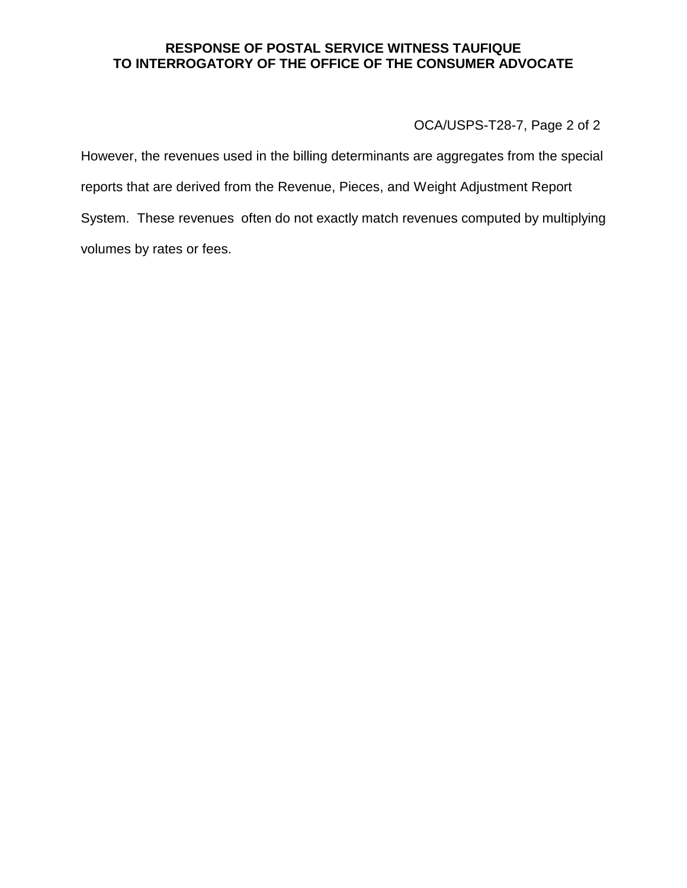**RESPONSE OF POSTAL SERVICE WITNESS TAUFIQUE TO INTERROGATORY OF THE OFFICE OF THE CONSUMER ADVOCATE**

OCA/USPS-T28-7, Page 2 of 2

However, the revenues used in the billing determinants are aggregates from the special reports that are derived from the Revenue, Pieces, and Weight Adjustment Report System. These revenues often do not exactly match revenues computed by multiplying volumes by rates or fees.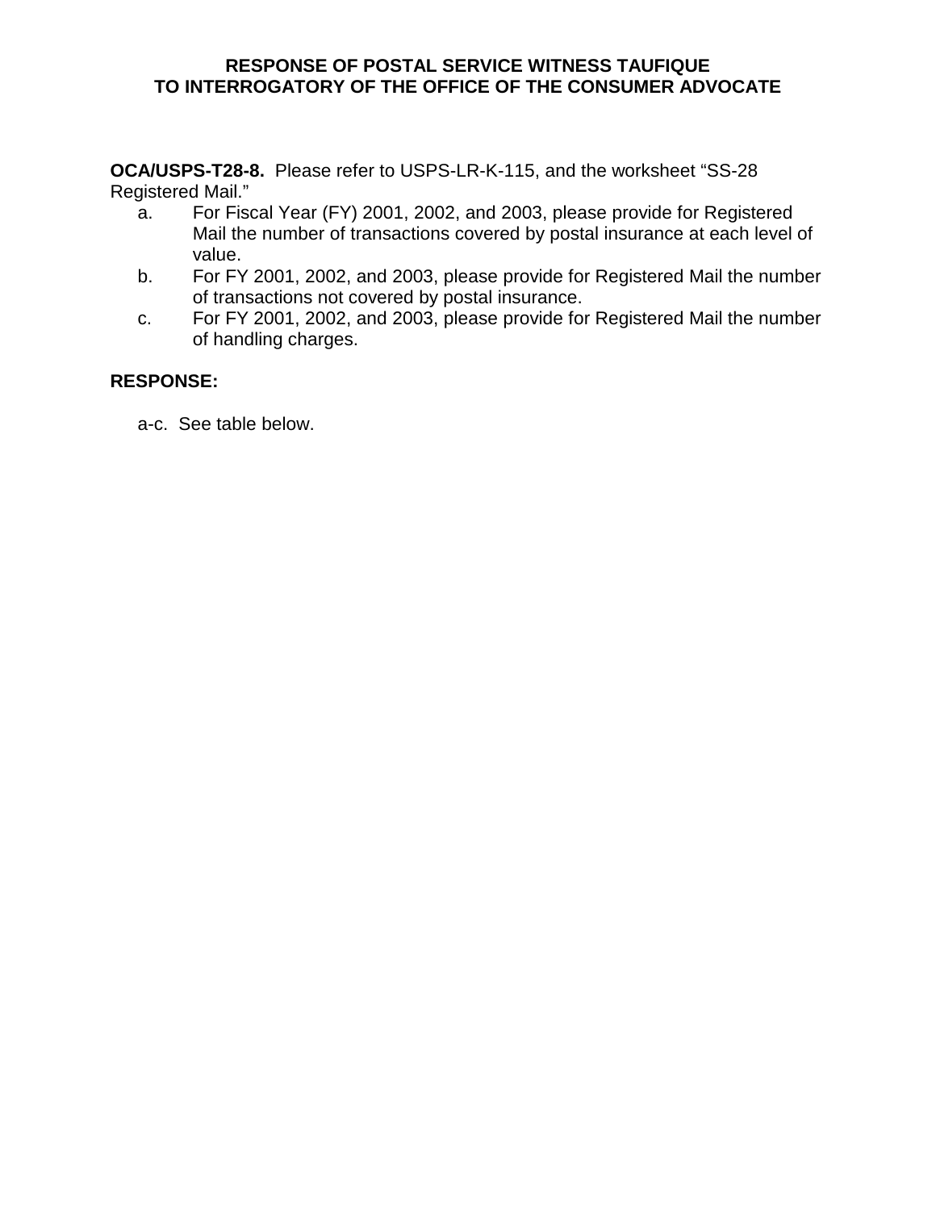**RESPONSE OF POSTAL SERVICE WITNESS TAUFIQUE TO INTERROGATORY OF THE OFFICE OF THE CONSUMER ADVOCATE**

**OCA/USPS-T28-8.** Please refer to USPS-LR-K-115, and the worksheet "SS-28 Registered Mail."

a. For Fiscal Year (FY) 2001, 2002, and 2003, please provide for Registered Mail the number of transactions covered by postal insurance at each level of value.

b. For FY 2001, 2002, and 2003, please provide for Registered Mail the number of transactions not covered by postal insurance.

c. For FY 2001, 2002, and 2003, please provide for Registered Mail the number of handling charges.

**RESPONSE:**

a-c. See table below.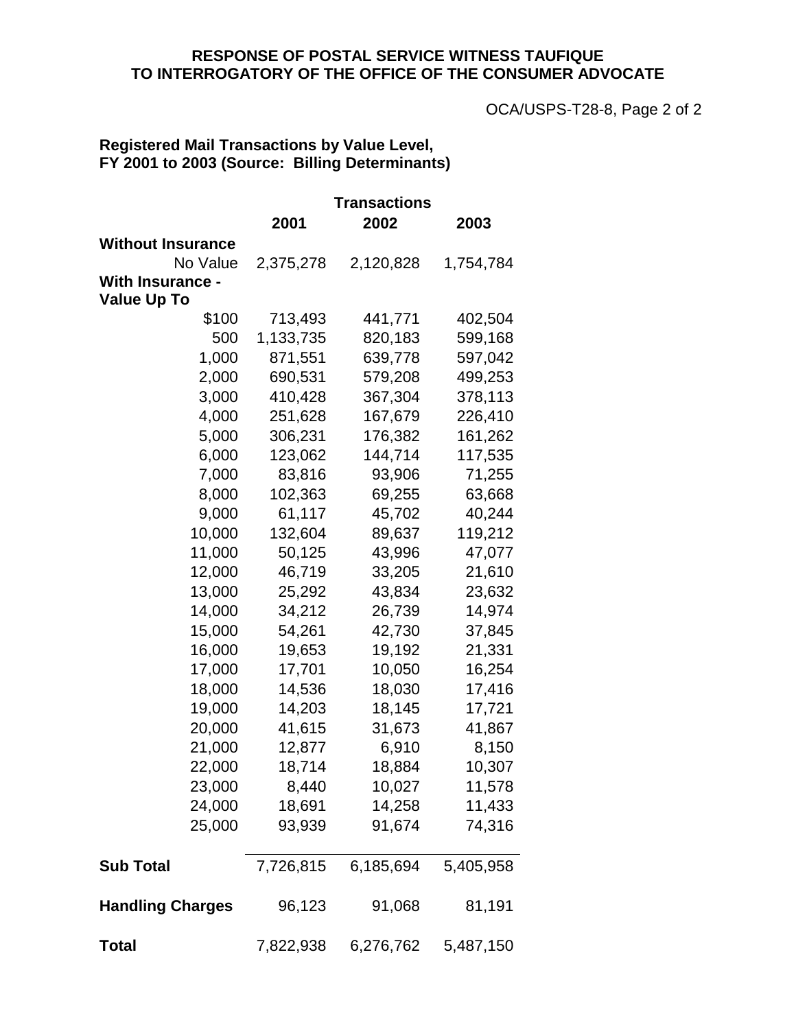**RESPONSE OF POSTAL SERVICE WITNESS TAUFIQUE TO INTERROGATORY OF THE OFFICE OF THE CONSUMER ADVOCATE**

OCA/USPS-T28-8, Page 2 of 2

**Registered Mail Transactions by Value Level, FY 2001 to 2003 (Source: Billing Determinants)**

| | Transactions | | |
|---|---|---|---|
| | **2001** | **2002** | **2003** |
| **Without Insurance** | | | |
| No Value | 2,375,278 | 2,120,828 | 1,754,784 |
| **With Insurance - Value Up To** | | | |
| $100 | 713,493 | 441,771 | 402,504 |
| 500 | 1,133,735 | 820,183 | 599,168 |
| 1,000 | 871,551 | 639,778 | 597,042 |
| 2,000 | 690,531 | 579,208 | 499,253 |
| 3,000 | 410,428 | 367,304 | 378,113 |
| 4,000 | 251,628 | 167,679 | 226,410 |
| 5,000 | 306,231 | 176,382 | 161,262 |
| 6,000 | 123,062 | 144,714 | 117,535 |
| 7,000 | 83,816 | 93,906 | 71,255 |
| 8,000 | 102,363 | 69,255 | 63,668 |
| 9,000 | 61,117 | 45,702 | 40,244 |
| 10,000 | 132,604 | 89,637 | 119,212 |
| 11,000 | 50,125 | 43,996 | 47,077 |
| 12,000 | 46,719 | 33,205 | 21,610 |
| 13,000 | 25,292 | 43,834 | 23,632 |
| 14,000 | 34,212 | 26,739 | 14,974 |
| 15,000 | 54,261 | 42,730 | 37,845 |
| 16,000 | 19,653 | 19,192 | 21,331 |
| 17,000 | 17,701 | 10,050 | 16,254 |
| 18,000 | 14,536 | 18,030 | 17,416 |
| 19,000 | 14,203 | 18,145 | 17,721 |
| 20,000 | 41,615 | 31,673 | 41,867 |
| 21,000 | 12,877 | 6,910 | 8,150 |
| 22,000 | 18,714 | 18,884 | 10,307 |
| 23,000 | 8,440 | 10,027 | 11,578 |
| 24,000 | 18,691 | 14,258 | 11,433 |
| 25,000 | 93,939 | 91,674 | 74,316 |
| **Sub Total** | 7,726,815 | 6,185,694 | 5,405,958 |
| **Handling Charges** | 96,123 | 91,068 | 81,191 |
| **Total** | 7,822,938 | 6,276,762 | 5,487,150 |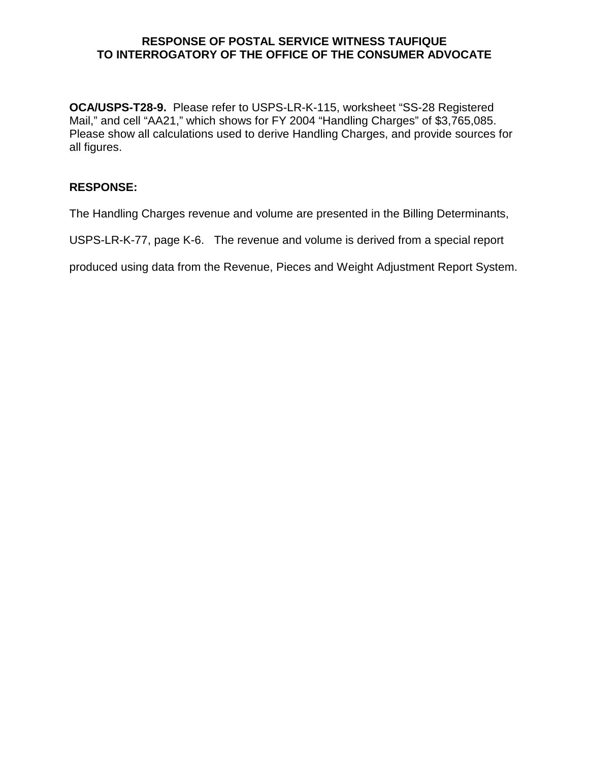**RESPONSE OF POSTAL SERVICE WITNESS TAUFIQUE**
**TO INTERROGATORY OF THE OFFICE OF THE CONSUMER ADVOCATE**

**OCA/USPS-T28-9.** Please refer to USPS-LR-K-115, worksheet "SS-28 Registered Mail," and cell "AA21," which shows for FY 2004 "Handling Charges" of $3,765,085. Please show all calculations used to derive Handling Charges, and provide sources for all figures.

**RESPONSE:**

The Handling Charges revenue and volume are presented in the Billing Determinants, USPS-LR-K-77, page K-6. The revenue and volume is derived from a special report produced using data from the Revenue, Pieces and Weight Adjustment Report System.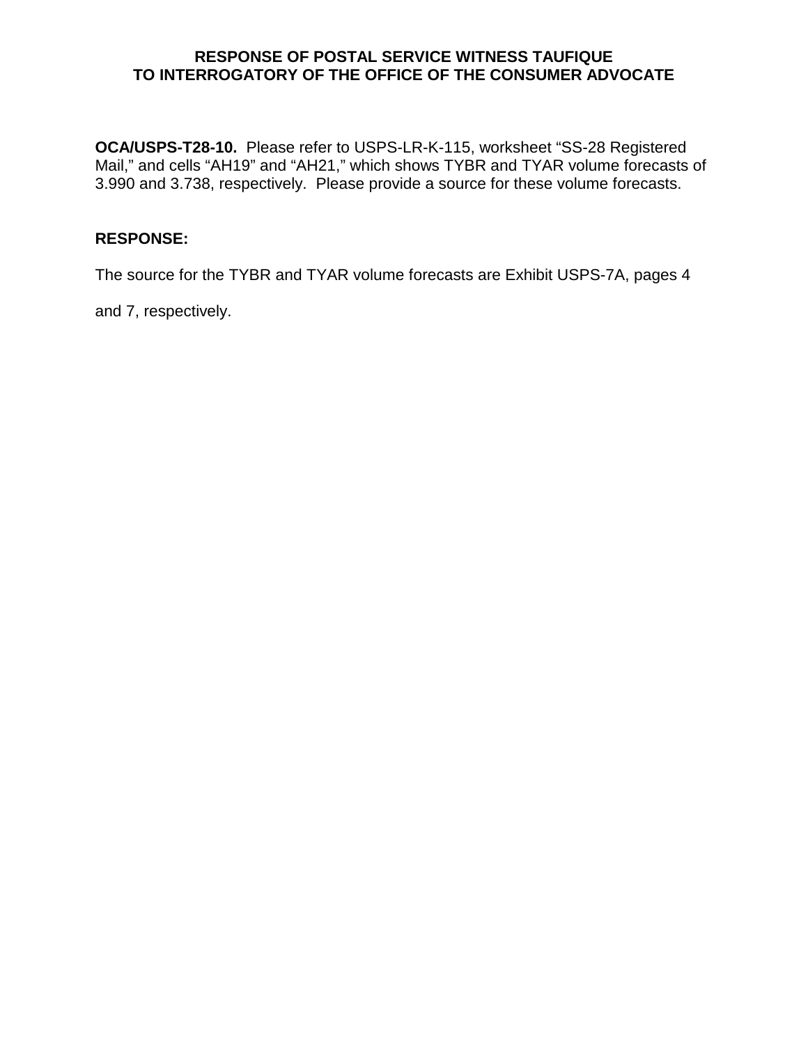**RESPONSE OF POSTAL SERVICE WITNESS TAUFIQUE TO INTERROGATORY OF THE OFFICE OF THE CONSUMER ADVOCATE**

**OCA/USPS-T28-10.** Please refer to USPS-LR-K-115, worksheet “SS-28 Registered Mail,” and cells “AH19” and “AH21,” which shows TYBR and TYAR volume forecasts of 3.990 and 3.738, respectively. Please provide a source for these volume forecasts.

**RESPONSE:**

The source for the TYBR and TYAR volume forecasts are Exhibit USPS-7A, pages 4 and 7, respectively.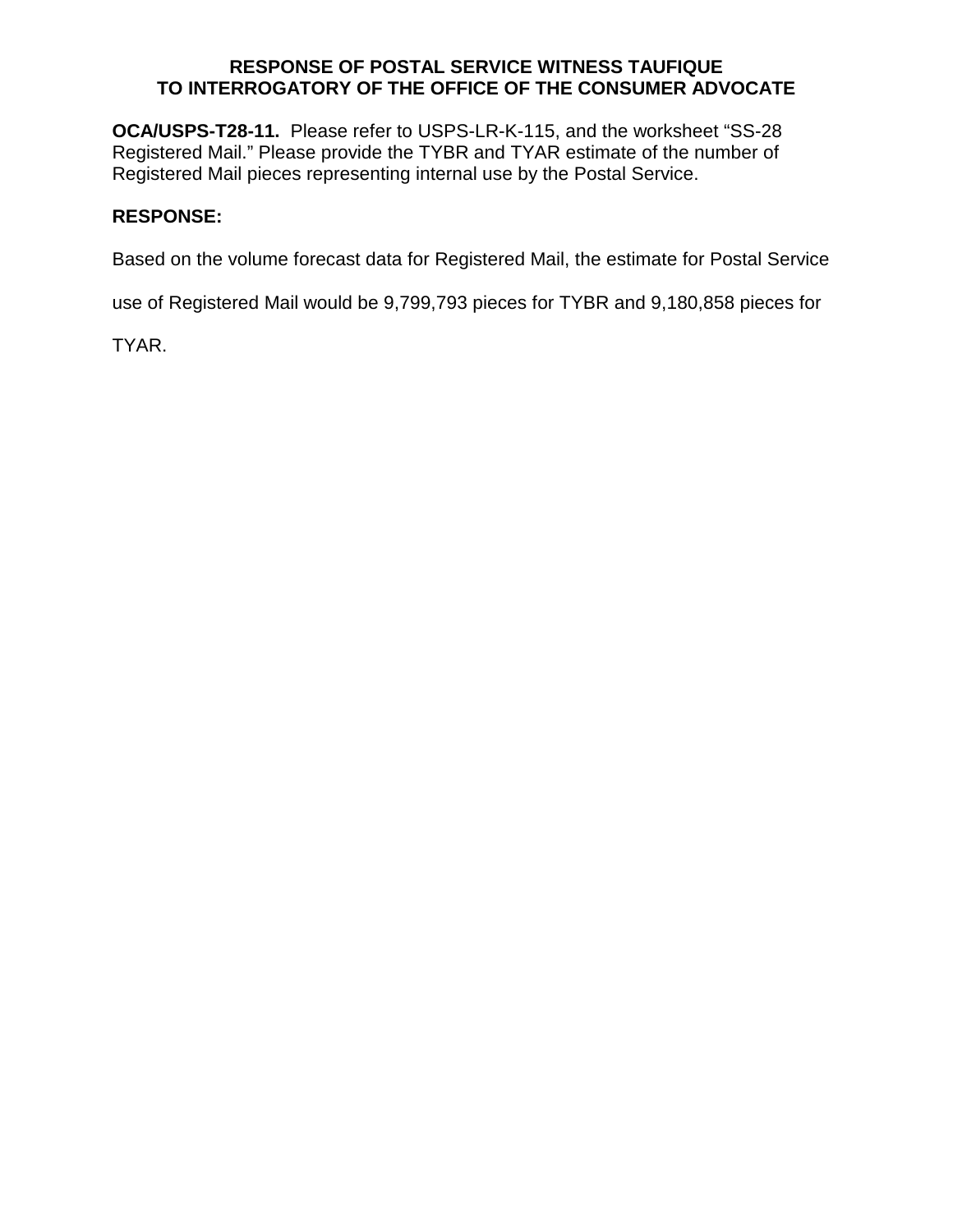**RESPONSE OF POSTAL SERVICE WITNESS TAUFIQUE**
**TO INTERROGATORY OF THE OFFICE OF THE CONSUMER ADVOCATE**

**OCA/USPS-T28-11.** Please refer to USPS-LR-K-115, and the worksheet "SS-28 Registered Mail." Please provide the TYBR and TYAR estimate of the number of Registered Mail pieces representing internal use by the Postal Service.

**RESPONSE:**

Based on the volume forecast data for Registered Mail, the estimate for Postal Service use of Registered Mail would be 9,799,793 pieces for TYBR and 9,180,858 pieces for TYAR.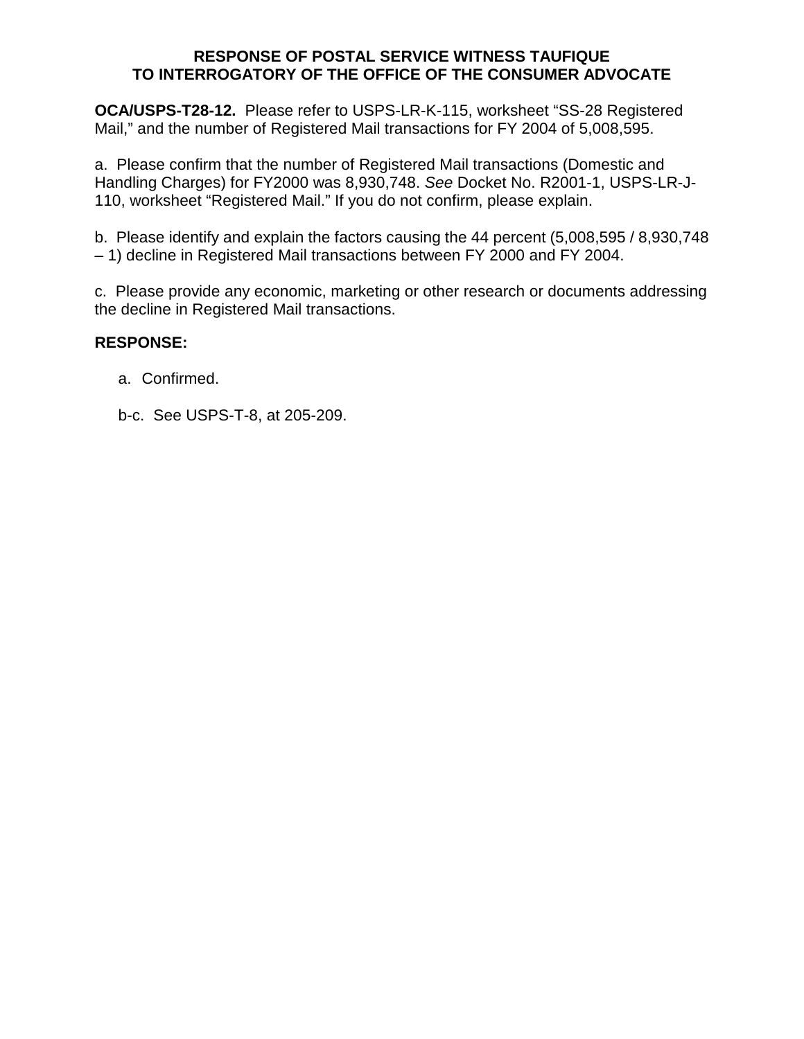**RESPONSE OF POSTAL SERVICE WITNESS TAUFIQUE TO INTERROGATORY OF THE OFFICE OF THE CONSUMER ADVOCATE**

**OCA/USPS-T28-12.** Please refer to USPS-LR-K-115, worksheet "SS-28 Registered Mail," and the number of Registered Mail transactions for FY 2004 of 5,008,595.

a. Please confirm that the number of Registered Mail transactions (Domestic and Handling Charges) for FY2000 was 8,930,748. *See* Docket No. R2001-1, USPS-LR-J-110, worksheet "Registered Mail." If you do not confirm, please explain.

b. Please identify and explain the factors causing the 44 percent (5,008,595 / 8,930,748 – 1) decline in Registered Mail transactions between FY 2000 and FY 2004.

c. Please provide any economic, marketing or other research or documents addressing the decline in Registered Mail transactions.

**RESPONSE:**

a. Confirmed.

b-c. See USPS-T-8, at 205-209.